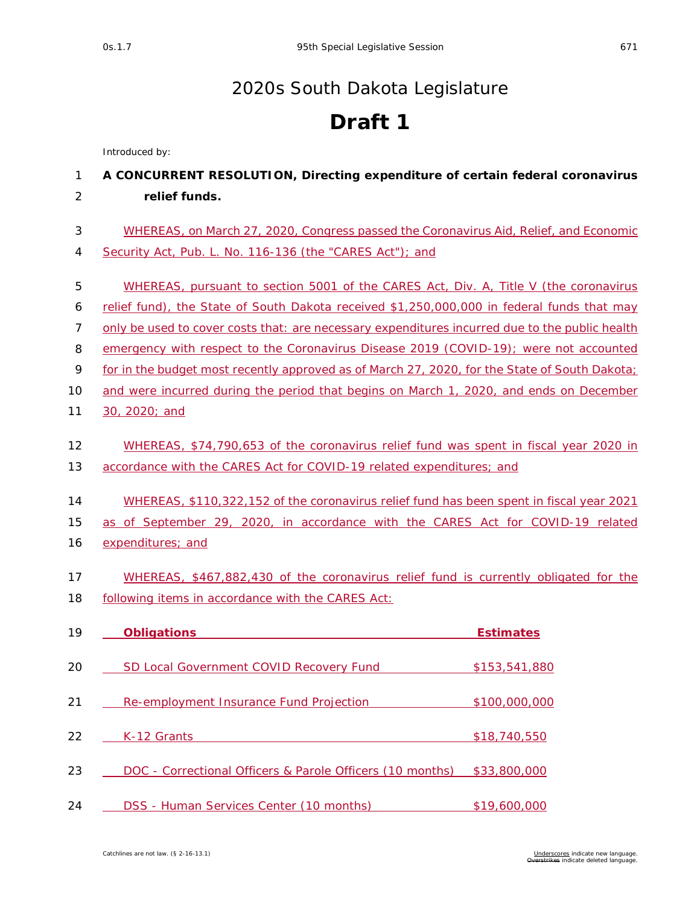# 2020s South Dakota Legislature

# Draft 1

Introduced by:

**A CONCURRENT RESOLUTION, Directing expenditure of certain federal coronavirus relief funds.**

WHEREAS, on March 27, 2020, Congress passed the Coronavirus Aid, Relief, and Economic Security Act, Pub. L. No. 116-136 (the "CARES Act"); and

WHEREAS, pursuant to section 5001 of the CARES Act, Div. A, Title V (the coronavirus relief fund), the State of South Dakota received $1,250,000,000 in federal funds that may only be used to cover costs that: are necessary expenditures incurred due to the public health emergency with respect to the Coronavirus Disease 2019 (COVID-19); were not accounted for in the budget most recently approved as of March 27, 2020, for the State of South Dakota; and were incurred during the period that begins on March 1, 2020, and ends on December 30, 2020; and

WHEREAS, $74,790,653 of the coronavirus relief fund was spent in fiscal year 2020 in accordance with the CARES Act for COVID-19 related expenditures; and

WHEREAS, $110,322,152 of the coronavirus relief fund has been spent in fiscal year 2021 as of September 29, 2020, in accordance with the CARES Act for COVID-19 related expenditures; and

WHEREAS, $467,882,430 of the coronavirus relief fund is currently obligated for the following items in accordance with the CARES Act:

| **Obligations** | **Estimates** |
|---|---|
| SD Local Government COVID Recovery Fund | $153,541,880 |
| Re-employment Insurance Fund Projection | $100,000,000 |
| K-12 Grants | $18,740,550 |
| DOC - Correctional Officers & Parole Officers (10 months) | $33,800,000 |
| DSS - Human Services Center (10 months) | $19,600,000 |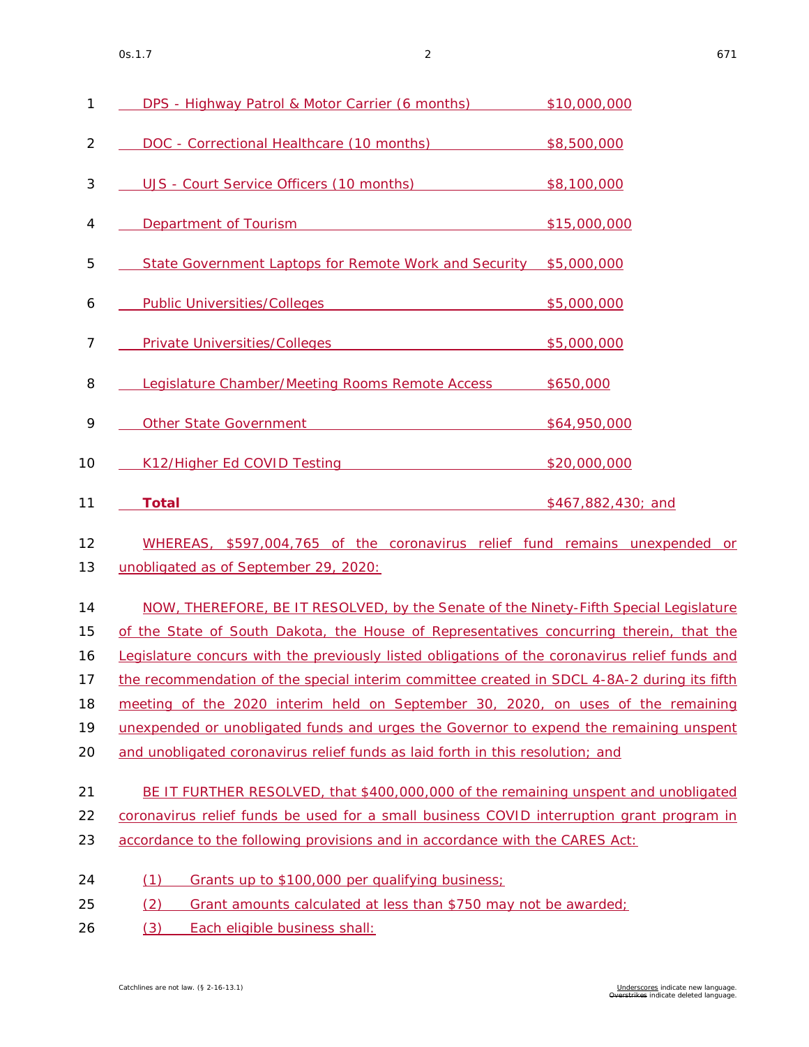| | |
|---|---|
| DPS - Highway Patrol & Motor Carrier (6 months) | $10,000,000 |
| DOC - Correctional Healthcare (10 months) | $8,500,000 |
| UJS - Court Service Officers (10 months) | $8,100,000 |
| Department of Tourism | $15,000,000 |
| State Government Laptops for Remote Work and Security | $5,000,000 |
| Public Universities/Colleges | $5,000,000 |
| Private Universities/Colleges | $5,000,000 |
| Legislature Chamber/Meeting Rooms Remote Access | $650,000 |
| Other State Government | $64,950,000 |
| K12/Higher Ed COVID Testing | $20,000,000 |
| **Total** | $467,882,430; and |

WHEREAS, $597,004,765 of the coronavirus relief fund remains unexpended or unobligated as of September 29, 2020:

NOW, THEREFORE, BE IT RESOLVED, by the Senate of the Ninety-Fifth Special Legislature of the State of South Dakota, the House of Representatives concurring therein, that the Legislature concurs with the previously listed obligations of the coronavirus relief funds and the recommendation of the special interim committee created in SDCL 4-8A-2 during its fifth meeting of the 2020 interim held on September 30, 2020, on uses of the remaining unexpended or unobligated funds and urges the Governor to expend the remaining unspent and unobligated coronavirus relief funds as laid forth in this resolution; and

BE IT FURTHER RESOLVED, that $400,000,000 of the remaining unspent and unobligated coronavirus relief funds be used for a small business COVID interruption grant program in accordance to the following provisions and in accordance with the CARES Act:

(1) Grants up to $100,000 per qualifying business;

(2) Grant amounts calculated at less than $750 may not be awarded;

(3) Each eligible business shall: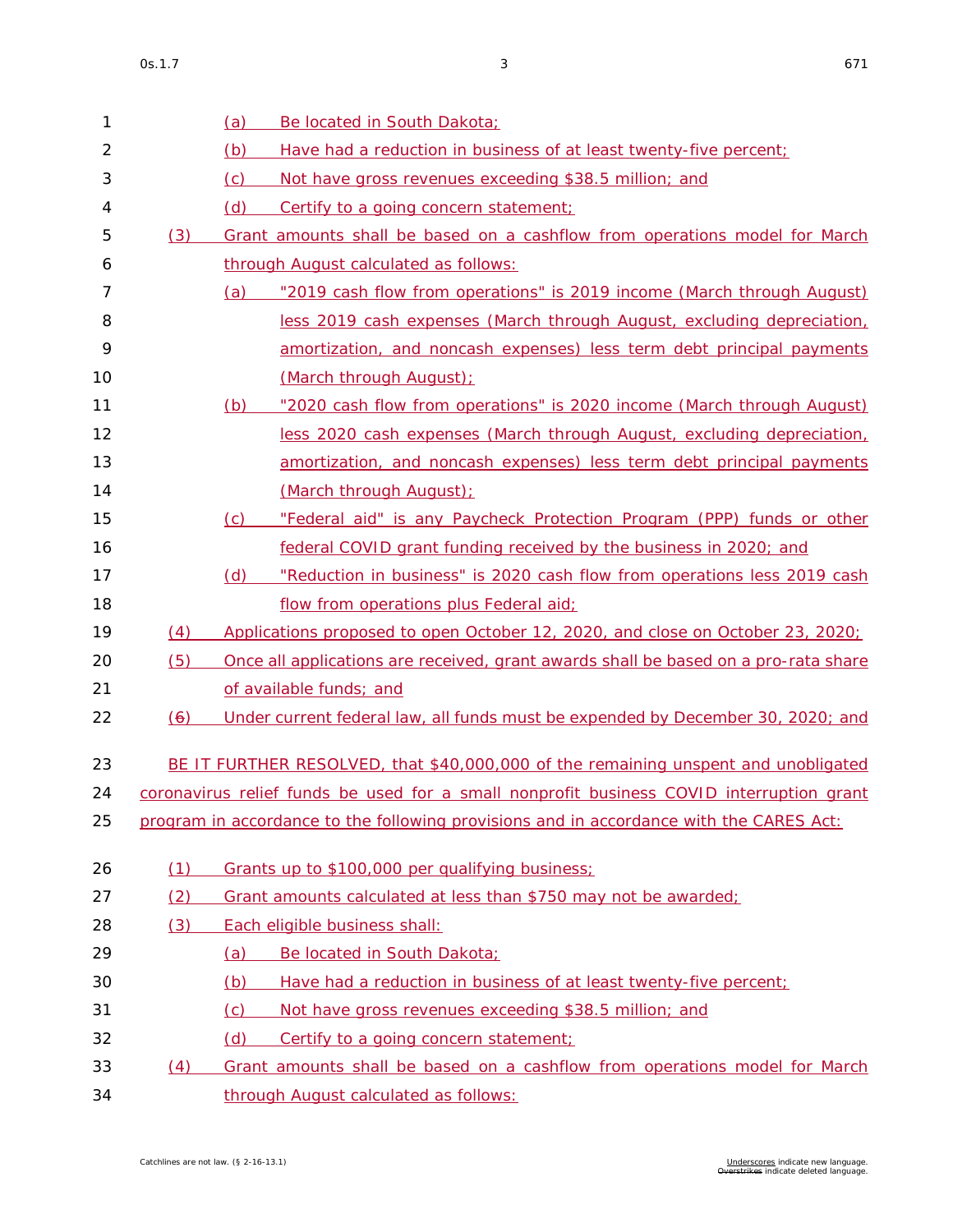(a) Be located in South Dakota;

(b) Have had a reduction in business of at least twenty-five percent;

(c) Not have gross revenues exceeding $38.5 million; and

(d) Certify to a going concern statement;

(3) Grant amounts shall be based on a cashflow from operations model for March through August calculated as follows:

(a) "2019 cash flow from operations" is 2019 income (March through August) less 2019 cash expenses (March through August, excluding depreciation, amortization, and noncash expenses) less term debt principal payments (March through August);

(b) "2020 cash flow from operations" is 2020 income (March through August) less 2020 cash expenses (March through August, excluding depreciation, amortization, and noncash expenses) less term debt principal payments (March through August);

(c) "Federal aid" is any Paycheck Protection Program (PPP) funds or other federal COVID grant funding received by the business in 2020; and

(d) "Reduction in business" is 2020 cash flow from operations less 2019 cash flow from operations plus Federal aid;

(4) Applications proposed to open October 12, 2020, and close on October 23, 2020;

(5) Once all applications are received, grant awards shall be based on a pro-rata share of available funds; and

(~~6~~) Under current federal law, all funds must be expended by December 30, 2020; and

BE IT FURTHER RESOLVED, that $40,000,000 of the remaining unspent and unobligated coronavirus relief funds be used for a small nonprofit business COVID interruption grant program in accordance to the following provisions and in accordance with the CARES Act:

(1) Grants up to $100,000 per qualifying business;

(2) Grant amounts calculated at less than $750 may not be awarded;

(3) Each eligible business shall:

(a) Be located in South Dakota;

(b) Have had a reduction in business of at least twenty-five percent;

(c) Not have gross revenues exceeding $38.5 million; and

(d) Certify to a going concern statement;

(4) Grant amounts shall be based on a cashflow from operations model for March through August calculated as follows: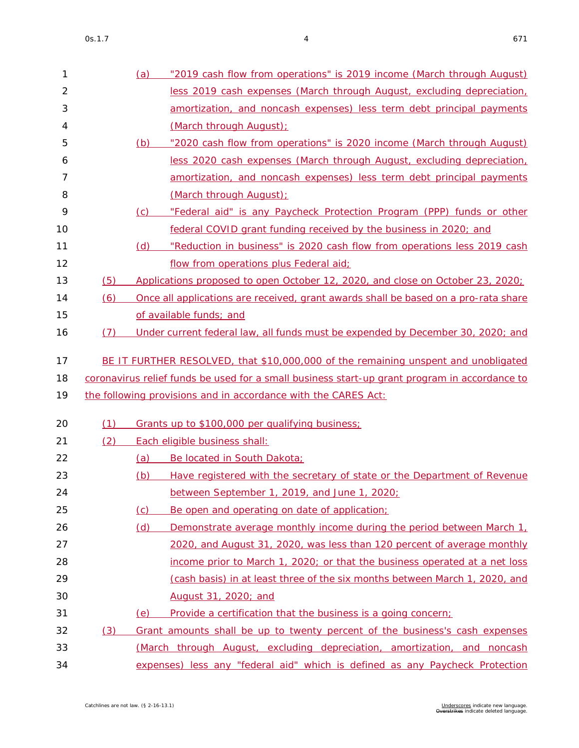(a) "2019 cash flow from operations" is 2019 income (March through August) less 2019 cash expenses (March through August, excluding depreciation, amortization, and noncash expenses) less term debt principal payments (March through August);

(b) "2020 cash flow from operations" is 2020 income (March through August) less 2020 cash expenses (March through August, excluding depreciation, amortization, and noncash expenses) less term debt principal payments (March through August);

(c) "Federal aid" is any Paycheck Protection Program (PPP) funds or other federal COVID grant funding received by the business in 2020; and

(d) "Reduction in business" is 2020 cash flow from operations less 2019 cash flow from operations plus Federal aid;

(5) Applications proposed to open October 12, 2020, and close on October 23, 2020;

(6) Once all applications are received, grant awards shall be based on a pro-rata share of available funds; and

(7) Under current federal law, all funds must be expended by December 30, 2020; and

BE IT FURTHER RESOLVED, that $10,000,000 of the remaining unspent and unobligated coronavirus relief funds be used for a small business start-up grant program in accordance to the following provisions and in accordance with the CARES Act:

(1) Grants up to $100,000 per qualifying business;

(2) Each eligible business shall:

(a) Be located in South Dakota;

(b) Have registered with the secretary of state or the Department of Revenue between September 1, 2019, and June 1, 2020;

(c) Be open and operating on date of application;

(d) Demonstrate average monthly income during the period between March 1, 2020, and August 31, 2020, was less than 120 percent of average monthly income prior to March 1, 2020; or that the business operated at a net loss (cash basis) in at least three of the six months between March 1, 2020, and August 31, 2020; and

(e) Provide a certification that the business is a going concern;

(3) Grant amounts shall be up to twenty percent of the business's cash expenses (March through August, excluding depreciation, amortization, and noncash expenses) less any "federal aid" which is defined as any Paycheck Protection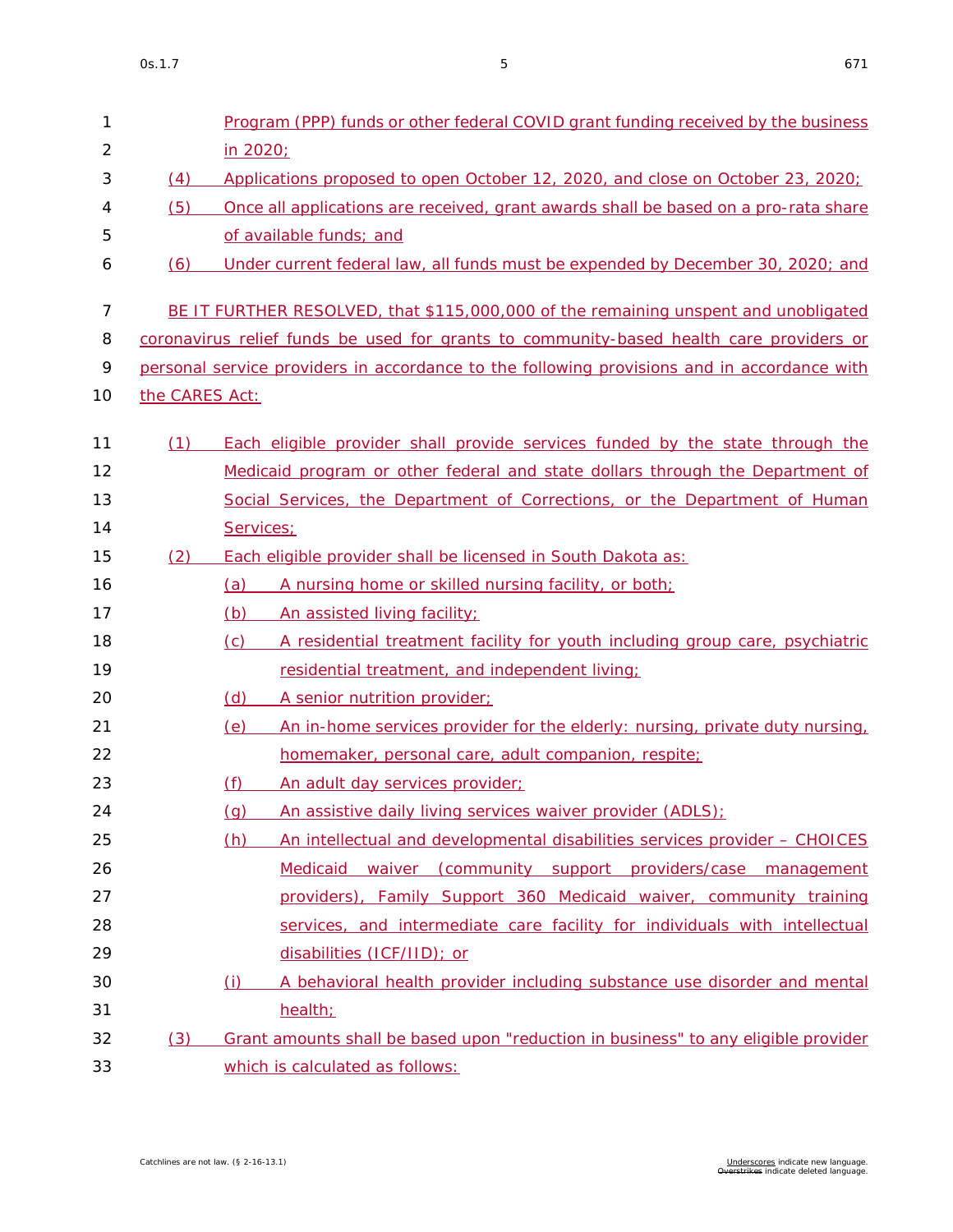Program (PPP) funds or other federal COVID grant funding received by the business in 2020;

(4) Applications proposed to open October 12, 2020, and close on October 23, 2020;

(5) Once all applications are received, grant awards shall be based on a pro-rata share of available funds; and

(6) Under current federal law, all funds must be expended by December 30, 2020; and

BE IT FURTHER RESOLVED, that $115,000,000 of the remaining unspent and unobligated coronavirus relief funds be used for grants to community-based health care providers or personal service providers in accordance to the following provisions and in accordance with the CARES Act:

(1) Each eligible provider shall provide services funded by the state through the Medicaid program or other federal and state dollars through the Department of Social Services, the Department of Corrections, or the Department of Human Services;

(2) Each eligible provider shall be licensed in South Dakota as:

- (a) A nursing home or skilled nursing facility, or both;
- (b) An assisted living facility;
- (c) A residential treatment facility for youth including group care, psychiatric residential treatment, and independent living;
- (d) A senior nutrition provider;
- (e) An in-home services provider for the elderly: nursing, private duty nursing, homemaker, personal care, adult companion, respite;
- (f) An adult day services provider;
- (g) An assistive daily living services waiver provider (ADLS);
- (h) An intellectual and developmental disabilities services provider – CHOICES Medicaid waiver (community support providers/case management providers), Family Support 360 Medicaid waiver, community training services, and intermediate care facility for individuals with intellectual disabilities (ICF/IID); or
- (i) A behavioral health provider including substance use disorder and mental health;

(3) Grant amounts shall be based upon "reduction in business" to any eligible provider which is calculated as follows: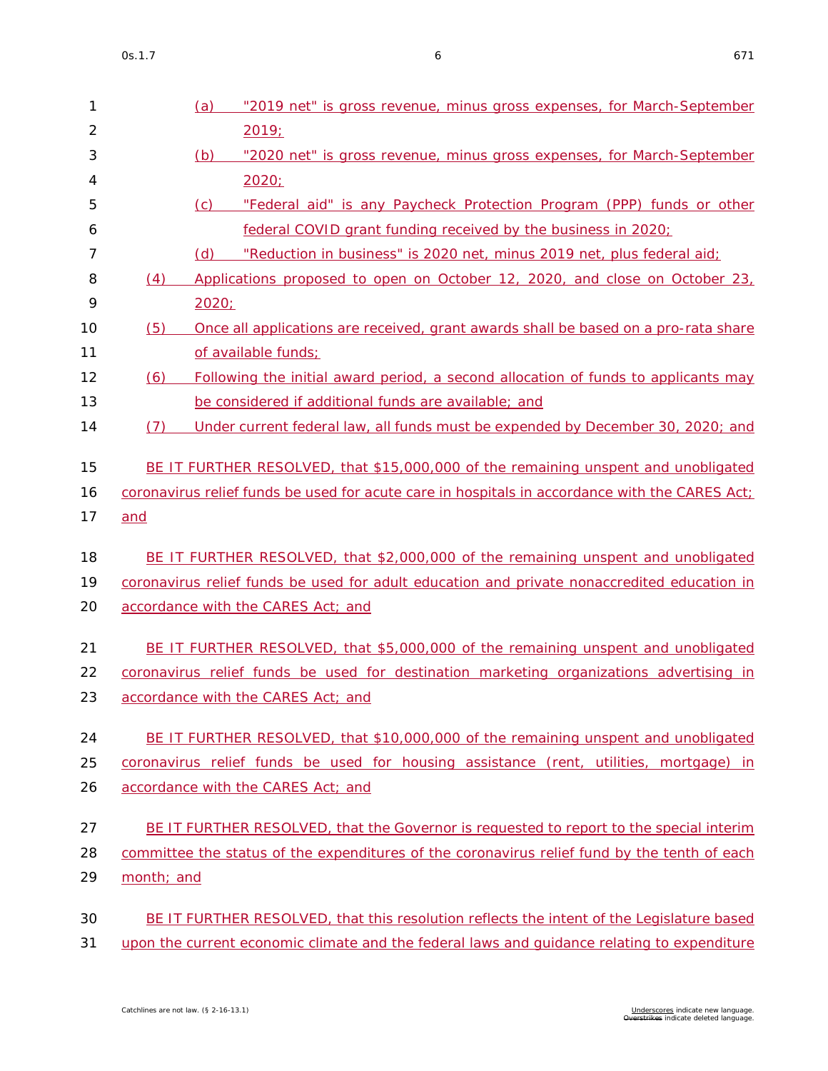(a) "2019 net" is gross revenue, minus gross expenses, for March-September 2019;

(b) "2020 net" is gross revenue, minus gross expenses, for March-September 2020;

(c) "Federal aid" is any Paycheck Protection Program (PPP) funds or other federal COVID grant funding received by the business in 2020;

(d) "Reduction in business" is 2020 net, minus 2019 net, plus federal aid;

(4) Applications proposed to open on October 12, 2020, and close on October 23, 2020;

(5) Once all applications are received, grant awards shall be based on a pro-rata share of available funds;

(6) Following the initial award period, a second allocation of funds to applicants may be considered if additional funds are available; and

(7) Under current federal law, all funds must be expended by December 30, 2020; and

BE IT FURTHER RESOLVED, that $15,000,000 of the remaining unspent and unobligated coronavirus relief funds be used for acute care in hospitals in accordance with the CARES Act; and

BE IT FURTHER RESOLVED, that $2,000,000 of the remaining unspent and unobligated coronavirus relief funds be used for adult education and private nonaccredited education in accordance with the CARES Act; and

BE IT FURTHER RESOLVED, that $5,000,000 of the remaining unspent and unobligated coronavirus relief funds be used for destination marketing organizations advertising in accordance with the CARES Act; and

BE IT FURTHER RESOLVED, that $10,000,000 of the remaining unspent and unobligated coronavirus relief funds be used for housing assistance (rent, utilities, mortgage) in accordance with the CARES Act; and

BE IT FURTHER RESOLVED, that the Governor is requested to report to the special interim committee the status of the expenditures of the coronavirus relief fund by the tenth of each month; and

BE IT FURTHER RESOLVED, that this resolution reflects the intent of the Legislature based upon the current economic climate and the federal laws and guidance relating to expenditure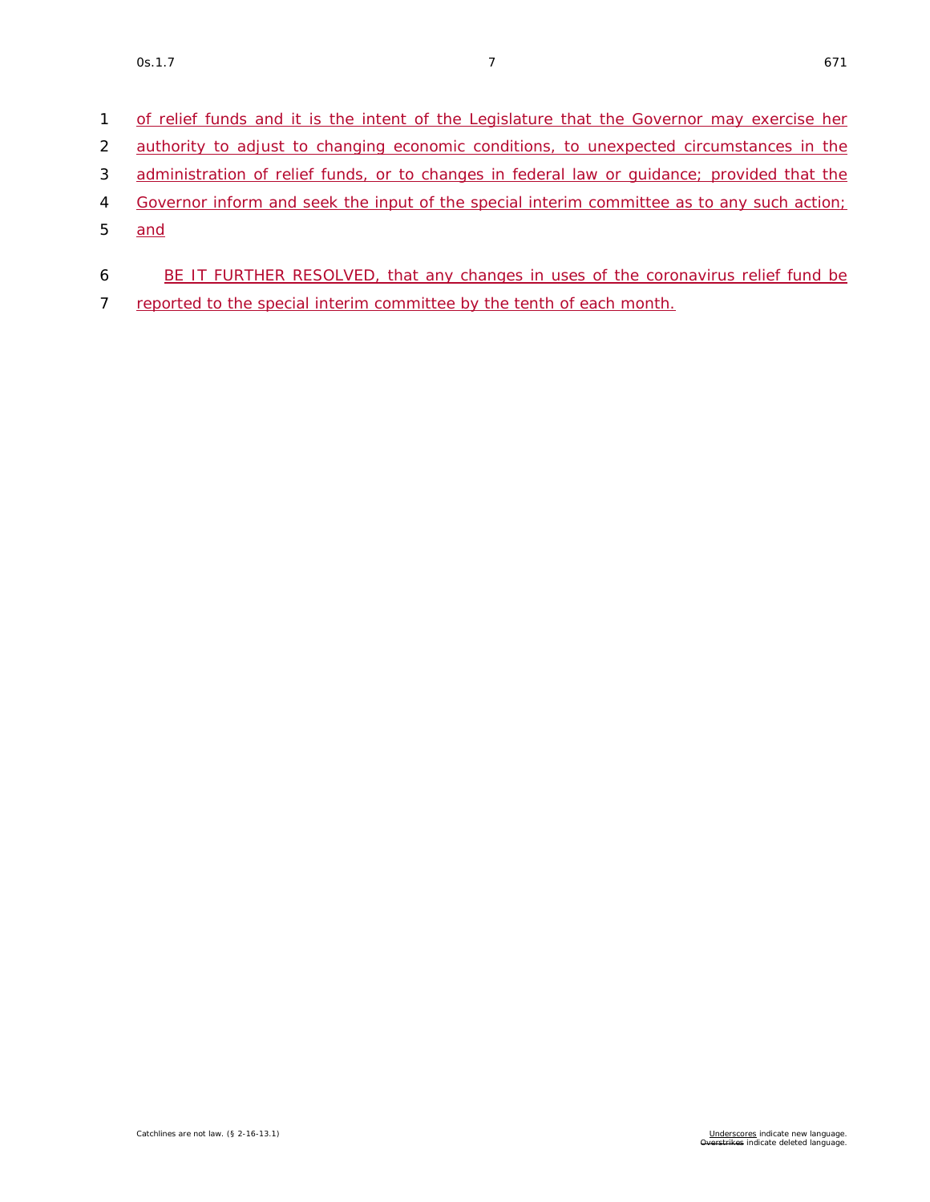of relief funds and it is the intent of the Legislature that the Governor may exercise her authority to adjust to changing economic conditions, to unexpected circumstances in the administration of relief funds, or to changes in federal law or guidance; provided that the Governor inform and seek the input of the special interim committee as to any such action; and

BE IT FURTHER RESOLVED, that any changes in uses of the coronavirus relief fund be reported to the special interim committee by the tenth of each month.